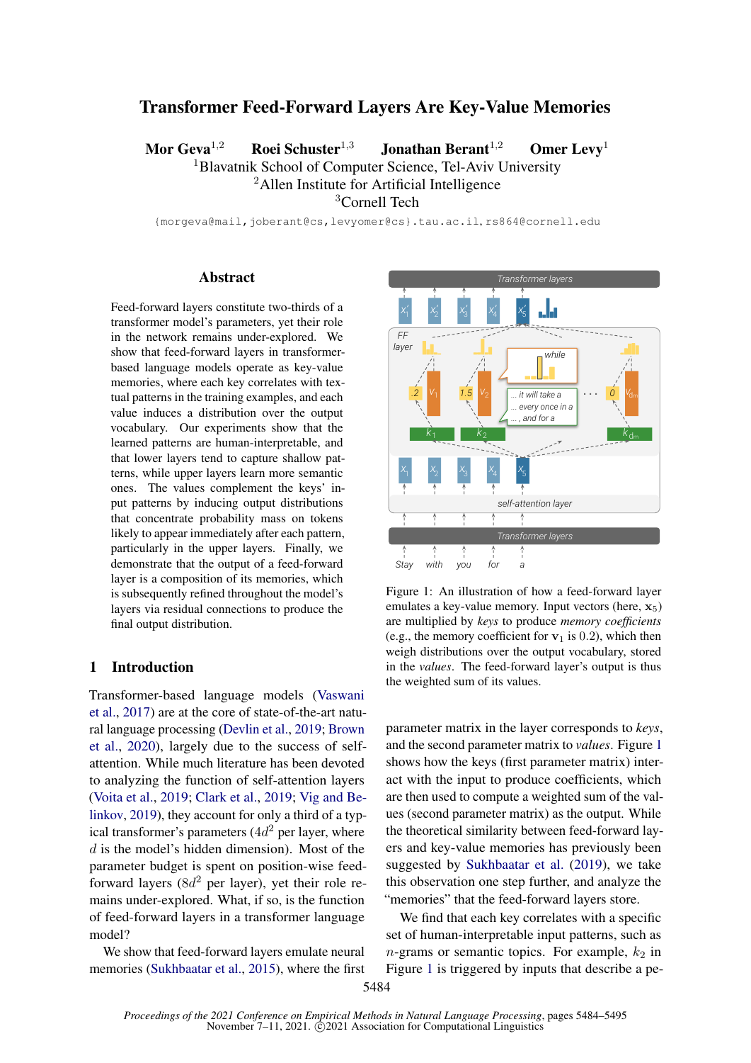# Transformer Feed-Forward Layers Are Key-Value Memories

**Mor Geva**[1,2] **Roei Schuster**[1,3] **Jonathan Berant**[1,2] **Omer Levy**[1]

[1]Blavatnik School of Computer Science, Tel-Aviv University
[2]Allen Institute for Artificial Intelligence
[3]Cornell Tech

{morgeva@mail,joberant@cs,levyomer@cs}.tau.ac.il, rs864@cornell.edu

## Abstract

Feed-forward layers constitute two-thirds of a transformer model's parameters, yet their role in the network remains under-explored. We show that feed-forward layers in transformer-based language models operate as key-value memories, where each key correlates with textual patterns in the training examples, and each value induces a distribution over the output vocabulary. Our experiments show that the learned patterns are human-interpretable, and that lower layers tend to capture shallow patterns, while upper layers learn more semantic ones. The values complement the keys' input patterns by inducing output distributions that concentrate probability mass on tokens likely to appear immediately after each pattern, particularly in the upper layers. Finally, we demonstrate that the output of a feed-forward layer is a composition of its memories, which is subsequently refined throughout the model's layers via residual connections to produce the final output distribution.

Figure 1: An illustration of how a feed-forward layer emulates a key-value memory. Input vectors (here, $\mathbf{x}_5$) are multiplied by *keys* to produce *memory coefficients* (e.g., the memory coefficient for $\mathbf{v}_1$ is $0.2$), which then weigh distributions over the output vocabulary, stored in the *values*. The feed-forward layer's output is thus the weighted sum of its values.

## 1 Introduction

Transformer-based language models (Vaswani et al., 2017) are at the core of state-of-the-art natural language processing (Devlin et al., 2019; Brown et al., 2020), largely due to the success of self-attention. While much literature has been devoted to analyzing the function of self-attention layers (Voita et al., 2019; Clark et al., 2019; Vig and Belinkov, 2019), they account for only a third of a typical transformer's parameters ($4d^2$ per layer, where $d$ is the model's hidden dimension). Most of the parameter budget is spent on position-wise feed-forward layers ($8d^2$ per layer), yet their role remains under-explored. What, if so, is the function of feed-forward layers in a transformer language model?

We show that feed-forward layers emulate neural memories (Sukhbaatar et al., 2015), where the first parameter matrix in the layer corresponds to *keys*, and the second parameter matrix to *values*. Figure 1 shows how the keys (first parameter matrix) interact with the input to produce coefficients, which are then used to compute a weighted sum of the values (second parameter matrix) as the output. While the theoretical similarity between feed-forward layers and key-value memories has previously been suggested by Sukhbaatar et al. (2019), we take this observation one step further, and analyze the "memories" that the feed-forward layers store.

We find that each key correlates with a specific set of human-interpretable input patterns, such as $n$-grams or semantic topics. For example, $k_2$ in Figure 1 is triggered by inputs that describe a pe-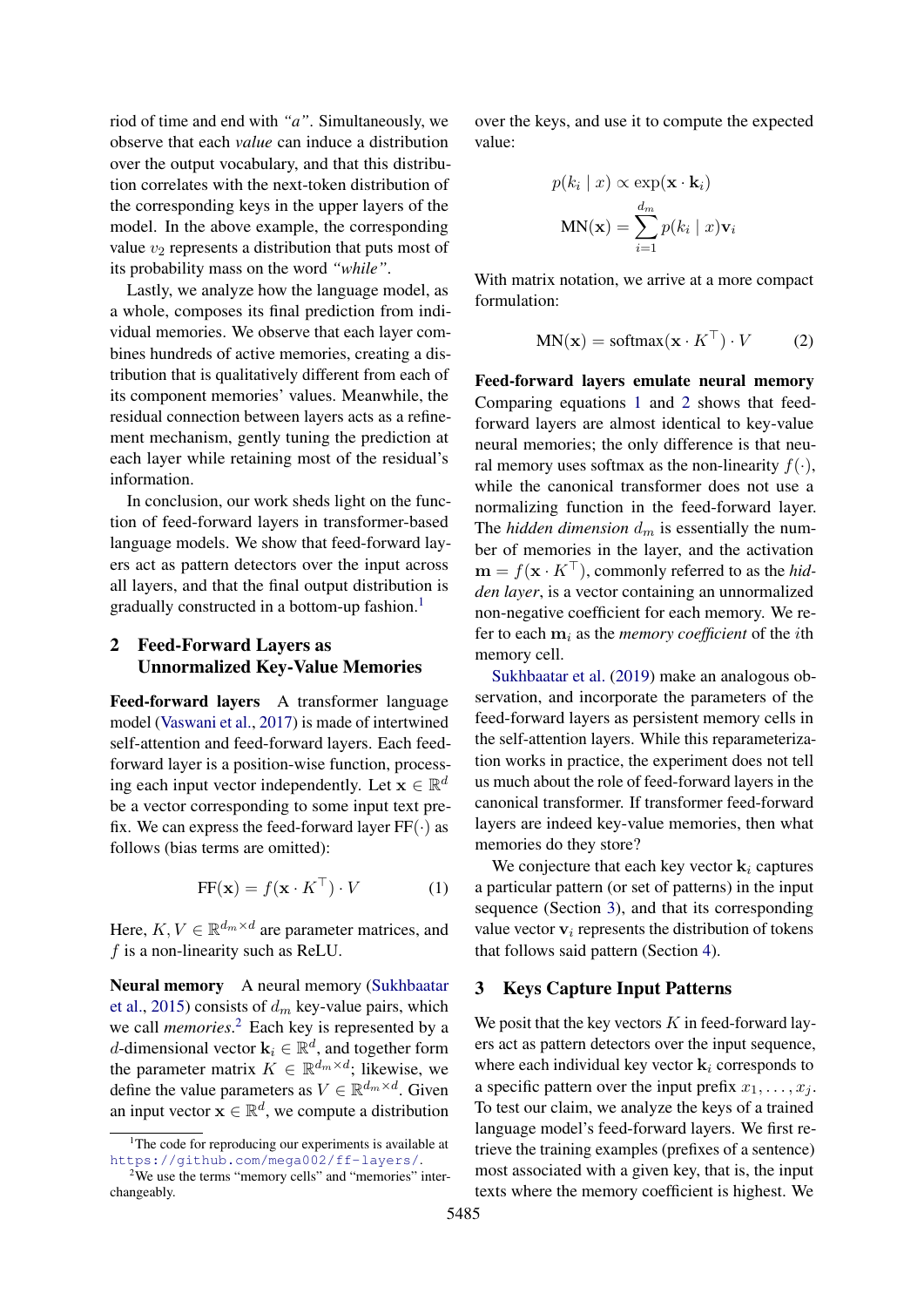riod of time and end with *"a"*. Simultaneously, we observe that each *value* can induce a distribution over the output vocabulary, and that this distribution correlates with the next-token distribution of the corresponding keys in the upper layers of the model. In the above example, the corresponding value $v_2$ represents a distribution that puts most of its probability mass on the word *"while"*.

Lastly, we analyze how the language model, as a whole, composes its final prediction from individual memories. We observe that each layer combines hundreds of active memories, creating a distribution that is qualitatively different from each of its component memories' values. Meanwhile, the residual connection between layers acts as a refinement mechanism, gently tuning the prediction at each layer while retaining most of the residual's information.

In conclusion, our work sheds light on the function of feed-forward layers in transformer-based language models. We show that feed-forward layers act as pattern detectors over the input across all layers, and that the final output distribution is gradually constructed in a bottom-up fashion.[1]

## 2 Feed-Forward Layers as Unnormalized Key-Value Memories

**Feed-forward layers** A transformer language model (Vaswani et al., 2017) is made of intertwined self-attention and feed-forward layers. Each feed-forward layer is a position-wise function, processing each input vector independently. Let $\mathbf{x} \in \mathbb{R}^d$ be a vector corresponding to some input text prefix. We can express the feed-forward layer $\text{FF}(\cdot)$ as follows (bias terms are omitted):

$$\text{FF}(\mathbf{x}) = f(\mathbf{x} \cdot K^\top) \cdot V \tag{1}$$

Here, $K, V \in \mathbb{R}^{d_m \times d}$ are parameter matrices, and $f$ is a non-linearity such as ReLU.

**Neural memory** A neural memory (Sukhbaatar et al., 2015) consists of $d_m$ key-value pairs, which we call *memories*.[2] Each key is represented by a $d$-dimensional vector $\mathbf{k}_i \in \mathbb{R}^d$, and together form the parameter matrix $K \in \mathbb{R}^{d_m \times d}$; likewise, we define the value parameters as $V \in \mathbb{R}^{d_m \times d}$. Given an input vector $\mathbf{x} \in \mathbb{R}^d$, we compute a distribution over the keys, and use it to compute the expected value:

$$p(k_i \mid x) \propto \exp(\mathbf{x} \cdot \mathbf{k}_i)$$

$$\text{MN}(\mathbf{x}) = \sum_{i=1}^{d_m} p(k_i \mid x)\mathbf{v}_i$$

With matrix notation, we arrive at a more compact formulation:

$$\text{MN}(\mathbf{x}) = \text{softmax}(\mathbf{x} \cdot K^\top) \cdot V \tag{2}$$

**Feed-forward layers emulate neural memory** Comparing equations 1 and 2 shows that feed-forward layers are almost identical to key-value neural memories; the only difference is that neural memory uses softmax as the non-linearity $f(\cdot)$, while the canonical transformer does not use a normalizing function in the feed-forward layer. The *hidden dimension* $d_m$ is essentially the number of memories in the layer, and the activation $\mathbf{m} = f(\mathbf{x} \cdot K^\top)$, commonly referred to as the *hidden layer*, is a vector containing an unnormalized non-negative coefficient for each memory. We refer to each $\mathbf{m}_i$ as the *memory coefficient* of the $i$th memory cell.

Sukhbaatar et al. (2019) make an analogous observation, and incorporate the parameters of the feed-forward layers as persistent memory cells in the self-attention layers. While this reparameterization works in practice, the experiment does not tell us much about the role of feed-forward layers in the canonical transformer. If transformer feed-forward layers are indeed key-value memories, then what memories do they store?

We conjecture that each key vector $\mathbf{k}_i$ captures a particular pattern (or set of patterns) in the input sequence (Section 3), and that its corresponding value vector $\mathbf{v}_i$ represents the distribution of tokens that follows said pattern (Section 4).

## 3 Keys Capture Input Patterns

We posit that the key vectors $K$ in feed-forward layers act as pattern detectors over the input sequence, where each individual key vector $\mathbf{k}_i$ corresponds to a specific pattern over the input prefix $x_1, \ldots, x_j$. To test our claim, we analyze the keys of a trained language model's feed-forward layers. We first retrieve the training examples (prefixes of a sentence) most associated with a given key, that is, the input texts where the memory coefficient is highest. We

[1] The code for reproducing our experiments is available at https://github.com/mega002/ff-layers/.

[2] We use the terms "memory cells" and "memories" interchangeably.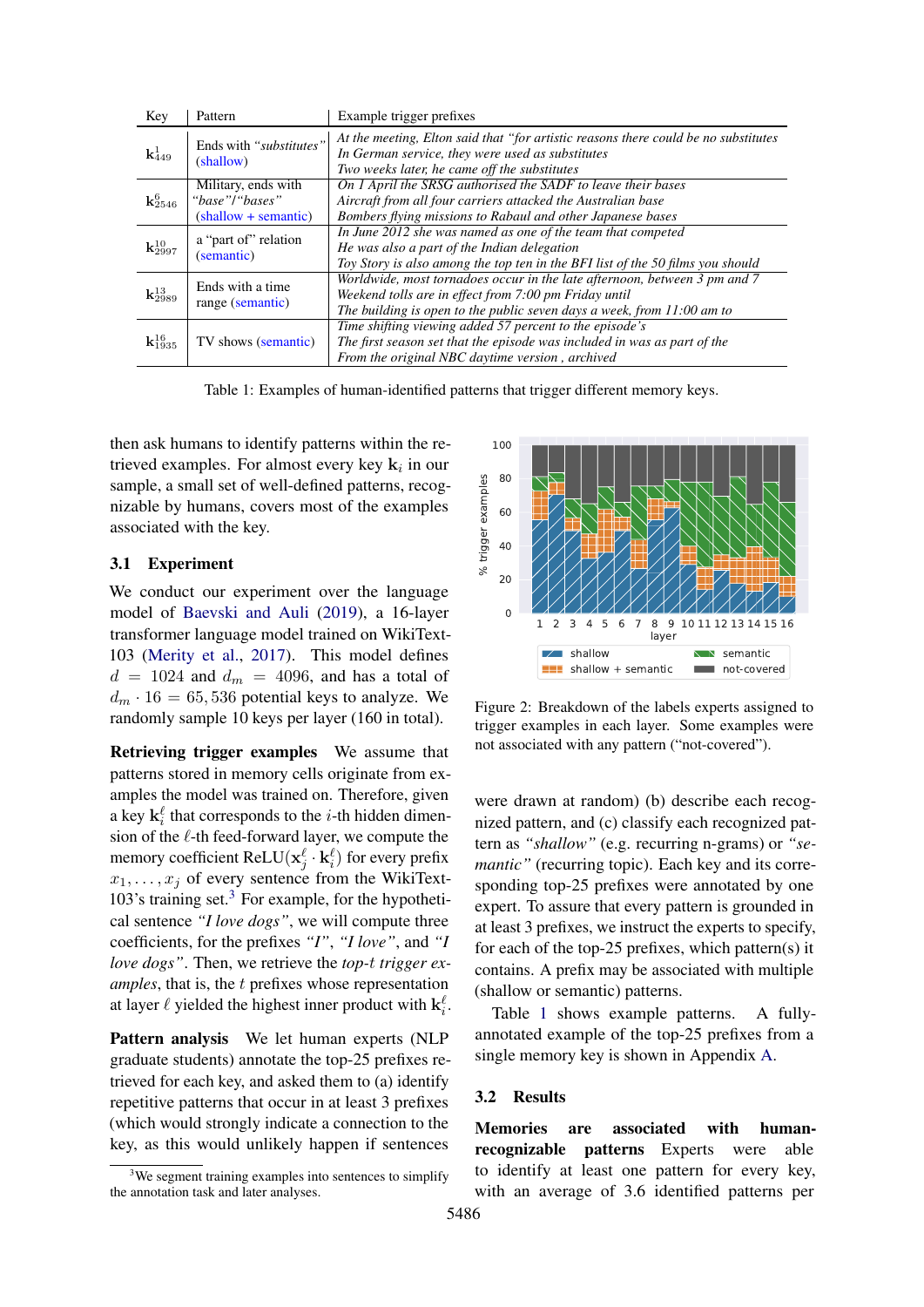| Key | Pattern | Example trigger prefixes |
|---|---|---|
| $\mathbf{k}^{1}_{449}$ | Ends with *"substitutes"* (shallow) | *At the meeting, Elton said that "for artistic reasons there could be no substitutes*<br>*In German service, they were used as substitutes*<br>*Two weeks later, he came off the substitutes* |
| $\mathbf{k}^{6}_{2546}$ | Military, ends with *"base"/"bases"* (shallow + semantic) | *On 1 April the SRSG authorised the SADF to leave their bases*<br>*Aircraft from all four carriers attacked the Australian base*<br>*Bombers flying missions to Rabaul and other Japanese bases* |
| $\mathbf{k}^{10}_{2997}$ | a "part of" relation (semantic) | *In June 2012 she was named as one of the team that competed*<br>*He was also a part of the Indian delegation*<br>*Toy Story is also among the top ten in the BFI list of the 50 films you should* |
| $\mathbf{k}^{13}_{2989}$ | Ends with a time range (semantic) | *Worldwide, most tornadoes occur in the late afternoon, between 3 pm and 7*<br>*Weekend tolls are in effect from 7:00 pm Friday until*<br>*The building is open to the public seven days a week, from 11:00 am to* |
| $\mathbf{k}^{16}_{1935}$ | TV shows (semantic) | *Time shifting viewing added 57 percent to the episode's*<br>*The first season set that the episode was included in was as part of the*<br>*From the original NBC daytime version , archived* |

Table 1: Examples of human-identified patterns that trigger different memory keys.

then ask humans to identify patterns within the retrieved examples. For almost every key $\mathbf{k}_i$ in our sample, a small set of well-defined patterns, recognizable by humans, covers most of the examples associated with the key.

## 3.1 Experiment

We conduct our experiment over the language model of Baevski and Auli (2019), a 16-layer transformer language model trained on WikiText-103 (Merity et al., 2017). This model defines $d = 1024$ and $d_m = 4096$, and has a total of $d_m \cdot 16 = 65,536$ potential keys to analyze. We randomly sample 10 keys per layer (160 in total).

**Retrieving trigger examples** We assume that patterns stored in memory cells originate from examples the model was trained on. Therefore, given a key $\mathbf{k}^{\ell}_i$ that corresponds to the $i$-th hidden dimension of the $\ell$-th feed-forward layer, we compute the memory coefficient $\text{ReLU}(\mathbf{x}^{\ell}_j \cdot \mathbf{k}^{\ell}_i)$ for every prefix $x_1, \ldots, x_j$ of every sentence from the WikiText-103's training set.[3] For example, for the hypothetical sentence *"I love dogs"*, we will compute three coefficients, for the prefixes *"I"*, *"I love"*, and *"I love dogs"*. Then, we retrieve the *top-t trigger examples*, that is, the $t$ prefixes whose representation at layer $\ell$ yielded the highest inner product with $\mathbf{k}^{\ell}_i$.

**Pattern analysis** We let human experts (NLP graduate students) annotate the top-25 prefixes retrieved for each key, and asked them to (a) identify repetitive patterns that occur in at least 3 prefixes (which would strongly indicate a connection to the key, as this would unlikely happen if sentences were drawn at random) (b) describe each recognized pattern, and (c) classify each recognized pattern as *"shallow"* (e.g. recurring n-grams) or *"semantic"* (recurring topic). Each key and its corresponding top-25 prefixes were annotated by one expert. To assure that every pattern is grounded in at least 3 prefixes, we instruct the experts to specify, for each of the top-25 prefixes, which pattern(s) it contains. A prefix may be associated with multiple (shallow or semantic) patterns.

[3]We segment training examples into sentences to simplify the annotation task and later analyses.

Figure 2: Breakdown of the labels experts assigned to trigger examples in each layer. Some examples were not associated with any pattern ("not-covered").

Table 1 shows example patterns. A fully-annotated example of the top-25 prefixes from a single memory key is shown in Appendix A.

## 3.2 Results

**Memories are associated with human-recognizable patterns** Experts were able to identify at least one pattern for every key, with an average of 3.6 identified patterns per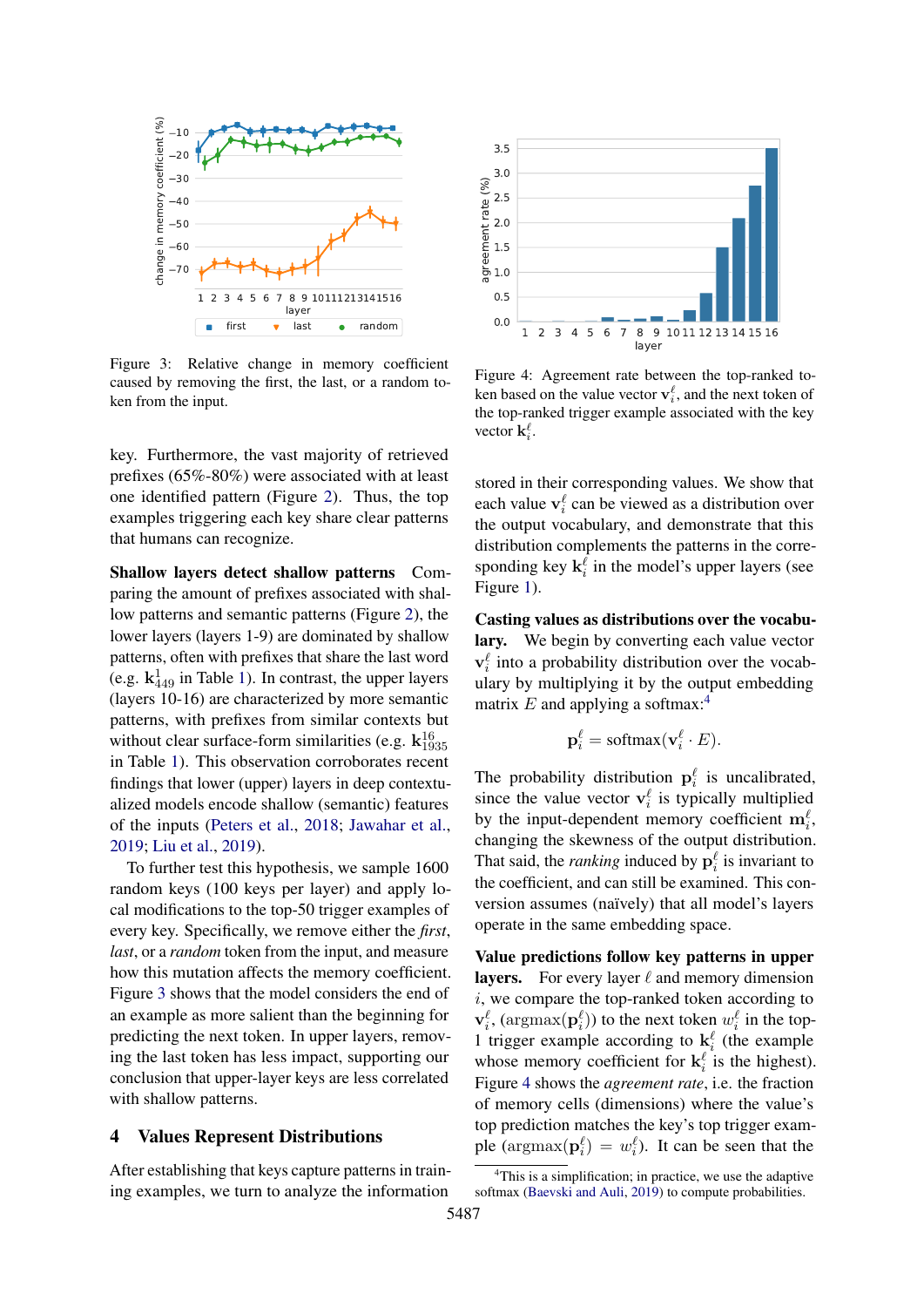Figure 3: Relative change in memory coefficient caused by removing the first, the last, or a random token from the input.

Figure 4: Agreement rate between the top-ranked token based on the value vector $\mathbf{v}_i^\ell$, and the next token of the top-ranked trigger example associated with the key vector $\mathbf{k}_i^\ell$.

key. Furthermore, the vast majority of retrieved prefixes (65%-80%) were associated with at least one identified pattern (Figure 2). Thus, the top examples triggering each key share clear patterns that humans can recognize.

**Shallow layers detect shallow patterns** Comparing the amount of prefixes associated with shallow patterns and semantic patterns (Figure 2), the lower layers (layers 1-9) are dominated by shallow patterns, often with prefixes that share the last word (e.g. $\mathbf{k}_{449}^1$ in Table 1). In contrast, the upper layers (layers 10-16) are characterized by more semantic patterns, with prefixes from similar contexts but without clear surface-form similarities (e.g. $\mathbf{k}_{1935}^{16}$ in Table 1). This observation corroborates recent findings that lower (upper) layers in deep contextualized models encode shallow (semantic) features of the inputs (Peters et al., 2018; Jawahar et al., 2019; Liu et al., 2019).

To further test this hypothesis, we sample 1600 random keys (100 keys per layer) and apply local modifications to the top-50 trigger examples of every key. Specifically, we remove either the *first*, *last*, or a *random* token from the input, and measure how this mutation affects the memory coefficient. Figure 3 shows that the model considers the end of an example as more salient than the beginning for predicting the next token. In upper layers, removing the last token has less impact, supporting our conclusion that upper-layer keys are less correlated with shallow patterns.

## 4 Values Represent Distributions

After establishing that keys capture patterns in training examples, we turn to analyze the information stored in their corresponding values. We show that each value $\mathbf{v}_i^\ell$ can be viewed as a distribution over the output vocabulary, and demonstrate that this distribution complements the patterns in the corresponding key $\mathbf{k}_i^\ell$ in the model's upper layers (see Figure 1).

**Casting values as distributions over the vocabulary.** We begin by converting each value vector $\mathbf{v}_i^\ell$ into a probability distribution over the vocabulary by multiplying it by the output embedding matrix $E$ and applying a softmax:[4]

$$\mathbf{p}_i^\ell = \text{softmax}(\mathbf{v}_i^\ell \cdot E).$$

The probability distribution $\mathbf{p}_i^\ell$ is uncalibrated, since the value vector $\mathbf{v}_i^\ell$ is typically multiplied by the input-dependent memory coefficient $\mathbf{m}_i^\ell$, changing the skewness of the output distribution. That said, the *ranking* induced by $\mathbf{p}_i^\ell$ is invariant to the coefficient, and can still be examined. This conversion assumes (naïvely) that all model's layers operate in the same embedding space.

**Value predictions follow key patterns in upper layers.** For every layer $\ell$ and memory dimension $i$, we compare the top-ranked token according to $\mathbf{v}_i^\ell$, $(\text{argmax}(\mathbf{p}_i^\ell))$ to the next token $w_i^\ell$ in the top-1 trigger example according to $\mathbf{k}_i^\ell$ (the example whose memory coefficient for $\mathbf{k}_i^\ell$ is the highest). Figure 4 shows the *agreement rate*, i.e. the fraction of memory cells (dimensions) where the value's top prediction matches the key's top trigger example $(\text{argmax}(\mathbf{p}_i^\ell) = w_i^\ell)$. It can be seen that the

[4]This is a simplification; in practice, we use the adaptive softmax (Baevski and Auli, 2019) to compute probabilities.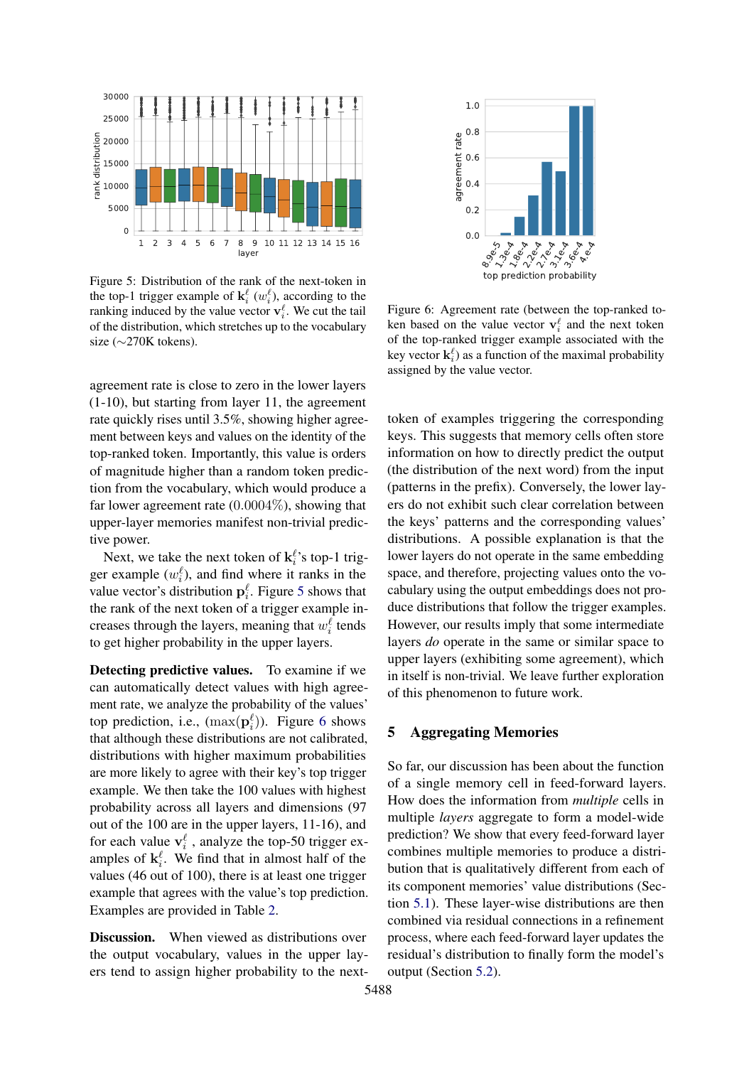Figure 5: Distribution of the rank of the next-token in the top-1 trigger example of $\mathbf{k}_i^\ell$ ($w_i^\ell$), according to the ranking induced by the value vector $\mathbf{v}_i^\ell$. We cut the tail of the distribution, which stretches up to the vocabulary size (∼270K tokens).

Figure 6: Agreement rate (between the top-ranked token based on the value vector $\mathbf{v}_i^\ell$ and the next token of the top-ranked trigger example associated with the key vector $\mathbf{k}_i^\ell$) as a function of the maximal probability assigned by the value vector.

agreement rate is close to zero in the lower layers (1-10), but starting from layer 11, the agreement rate quickly rises until 3.5%, showing higher agreement between keys and values on the identity of the top-ranked token. Importantly, this value is orders of magnitude higher than a random token prediction from the vocabulary, which would produce a far lower agreement rate (0.0004%), showing that upper-layer memories manifest non-trivial predictive power.

Next, we take the next token of $\mathbf{k}_i^\ell$'s top-1 trigger example ($w_i^\ell$), and find where it ranks in the value vector's distribution $\mathbf{p}_i^\ell$. Figure 5 shows that the rank of the next token of a trigger example increases through the layers, meaning that $w_i^\ell$ tends to get higher probability in the upper layers.

**Detecting predictive values.** To examine if we can automatically detect values with high agreement rate, we analyze the probability of the values' top prediction, i.e., $(\max(\mathbf{p}_i^\ell))$. Figure 6 shows that although these distributions are not calibrated, distributions with higher maximum probabilities are more likely to agree with their key's top trigger example. We then take the 100 values with highest probability across all layers and dimensions (97 out of the 100 are in the upper layers, 11-16), and for each value $\mathbf{v}_i^\ell$, analyze the top-50 trigger examples of $\mathbf{k}_i^\ell$. We find that in almost half of the values (46 out of 100), there is at least one trigger example that agrees with the value's top prediction. Examples are provided in Table 2.

**Discussion.** When viewed as distributions over the output vocabulary, values in the upper layers tend to assign higher probability to the next-token of examples triggering the corresponding keys. This suggests that memory cells often store information on how to directly predict the output (the distribution of the next word) from the input (patterns in the prefix). Conversely, the lower layers do not exhibit such clear correlation between the keys' patterns and the corresponding values' distributions. A possible explanation is that the lower layers do not operate in the same embedding space, and therefore, projecting values onto the vocabulary using the output embeddings does not produce distributions that follow the trigger examples. However, our results imply that some intermediate layers *do* operate in the same or similar space to upper layers (exhibiting some agreement), which in itself is non-trivial. We leave further exploration of this phenomenon to future work.

## 5 Aggregating Memories

So far, our discussion has been about the function of a single memory cell in feed-forward layers. How does the information from *multiple* cells in multiple *layers* aggregate to form a model-wide prediction? We show that every feed-forward layer combines multiple memories to produce a distribution that is qualitatively different from each of its component memories' value distributions (Section 5.1). These layer-wise distributions are then combined via residual connections in a refinement process, where each feed-forward layer updates the residual's distribution to finally form the model's output (Section 5.2).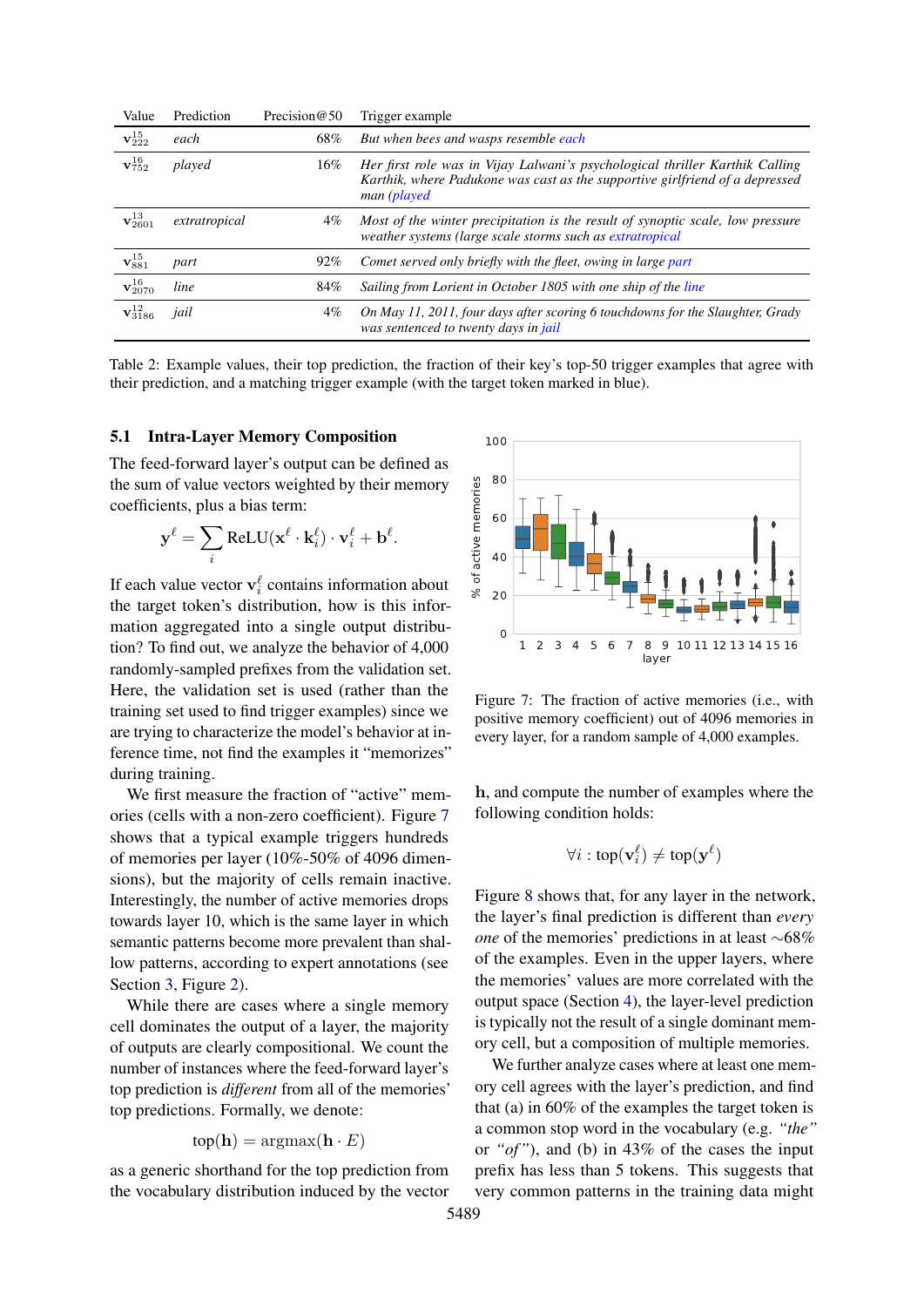| Value | Prediction | Precision@50 | Trigger example |
|---|---|---|---|
| $\mathbf{v}^{15}_{222}$ | *each* | 68% | *But when bees and wasps resemble each* |
| $\mathbf{v}^{16}_{752}$ | *played* | 16% | *Her first role was in Vijay Lalwani's psychological thriller Karthik Calling Karthik, where Padukone was cast as the supportive girlfriend of a depressed man (played* |
| $\mathbf{v}^{13}_{2601}$ | *extratropical* | 4% | *Most of the winter precipitation is the result of synoptic scale, low pressure weather systems (large scale storms such as extratropical* |
| $\mathbf{v}^{15}_{881}$ | *part* | 92% | *Comet served only briefly with the fleet, owing in large part* |
| $\mathbf{v}^{16}_{2070}$ | *line* | 84% | *Sailing from Lorient in October 1805 with one ship of the line* |
| $\mathbf{v}^{12}_{3186}$ | *jail* | 4% | *On May 11, 2011, four days after scoring 6 touchdowns for the Slaughter, Grady was sentenced to twenty days in jail* |

Table 2: Example values, their top prediction, the fraction of their key's top-50 trigger examples that agree with their prediction, and a matching trigger example (with the target token marked in blue).

### 5.1 Intra-Layer Memory Composition

The feed-forward layer's output can be defined as the sum of value vectors weighted by their memory coefficients, plus a bias term:

$$\mathbf{y}^\ell = \sum_i \text{ReLU}(\mathbf{x}^\ell \cdot \mathbf{k}_i^\ell) \cdot \mathbf{v}_i^\ell + \mathbf{b}^\ell.$$

If each value vector $\mathbf{v}_i^\ell$ contains information about the target token's distribution, how is this information aggregated into a single output distribution? To find out, we analyze the behavior of 4,000 randomly-sampled prefixes from the validation set. Here, the validation set is used (rather than the training set used to find trigger examples) since we are trying to characterize the model's behavior at inference time, not find the examples it "memorizes" during training.

We first measure the fraction of "active" memories (cells with a non-zero coefficient). Figure 7 shows that a typical example triggers hundreds of memories per layer (10%-50% of 4096 dimensions), but the majority of cells remain inactive. Interestingly, the number of active memories drops towards layer 10, which is the same layer in which semantic patterns become more prevalent than shallow patterns, according to expert annotations (see Section 3, Figure 2).

While there are cases where a single memory cell dominates the output of a layer, the majority of outputs are clearly compositional. We count the number of instances where the feed-forward layer's top prediction is *different* from all of the memories' top predictions. Formally, we denote:

$$\text{top}(\mathbf{h}) = \text{argmax}(\mathbf{h} \cdot E)$$

as a generic shorthand for the top prediction from the vocabulary distribution induced by the vector $\mathbf{h}$, and compute the number of examples where the following condition holds:

$$\forall i : \text{top}(\mathbf{v}_i^\ell) \neq \text{top}(\mathbf{y}^\ell)$$

Figure 7: The fraction of active memories (i.e., with positive memory coefficient) out of 4096 memories in every layer, for a random sample of 4,000 examples.

Figure 8 shows that, for any layer in the network, the layer's final prediction is different than *every one* of the memories' predictions in at least ∼68% of the examples. Even in the upper layers, where the memories' values are more correlated with the output space (Section 4), the layer-level prediction is typically not the result of a single dominant memory cell, but a composition of multiple memories.

We further analyze cases where at least one memory cell agrees with the layer's prediction, and find that (a) in 60% of the examples the target token is a common stop word in the vocabulary (e.g. *"the"* or *"of"*), and (b) in 43% of the cases the input prefix has less than 5 tokens. This suggests that very common patterns in the training data might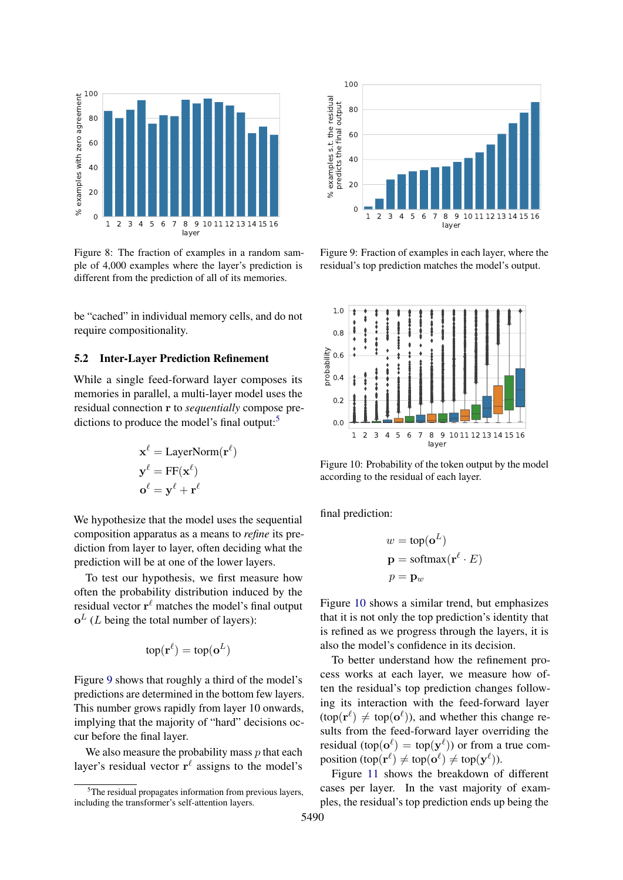Figure 8: The fraction of examples in a random sample of 4,000 examples where the layer's prediction is different from the prediction of all of its memories.

Figure 9: Fraction of examples in each layer, where the residual's top prediction matches the model's output.

be "cached" in individual memory cells, and do not require compositionality.

### 5.2 Inter-Layer Prediction Refinement

While a single feed-forward layer composes its memories in parallel, a multi-layer model uses the residual connection $\mathbf{r}$ to *sequentially* compose predictions to produce the model's final output:[5]

$$\mathbf{x}^\ell = \text{LayerNorm}(\mathbf{r}^\ell)$$
$$\mathbf{y}^\ell = \text{FF}(\mathbf{x}^\ell)$$
$$\mathbf{o}^\ell = \mathbf{y}^\ell + \mathbf{r}^\ell$$

We hypothesize that the model uses the sequential composition apparatus as a means to *refine* its prediction from layer to layer, often deciding what the prediction will be at one of the lower layers.

To test our hypothesis, we first measure how often the probability distribution induced by the residual vector $\mathbf{r}^\ell$ matches the model's final output $\mathbf{o}^L$ ($L$ being the total number of layers):

$$\text{top}(\mathbf{r}^\ell) = \text{top}(\mathbf{o}^L)$$

Figure 9 shows that roughly a third of the model's predictions are determined in the bottom few layers. This number grows rapidly from layer 10 onwards, implying that the majority of "hard" decisions occur before the final layer.

We also measure the probability mass $p$ that each layer's residual vector $\mathbf{r}^\ell$ assigns to the model's final prediction:

$$w = \text{top}(\mathbf{o}^L)$$
$$\mathbf{p} = \text{softmax}(\mathbf{r}^\ell \cdot E)$$
$$p = \mathbf{p}_w$$

[5] The residual propagates information from previous layers, including the transformer's self-attention layers.

Figure 10: Probability of the token output by the model according to the residual of each layer.

Figure 10 shows a similar trend, but emphasizes that it is not only the top prediction's identity that is refined as we progress through the layers, it is also the model's confidence in its decision.

To better understand how the refinement process works at each layer, we measure how often the residual's top prediction changes following its interaction with the feed-forward layer ($\text{top}(\mathbf{r}^\ell) \neq \text{top}(\mathbf{o}^\ell)$), and whether this change results from the feed-forward layer overriding the residual ($\text{top}(\mathbf{o}^\ell) = \text{top}(\mathbf{y}^\ell)$) or from a true composition ($\text{top}(\mathbf{r}^\ell) \neq \text{top}(\mathbf{o}^\ell) \neq \text{top}(\mathbf{y}^\ell)$).

Figure 11 shows the breakdown of different cases per layer. In the vast majority of examples, the residual's top prediction ends up being the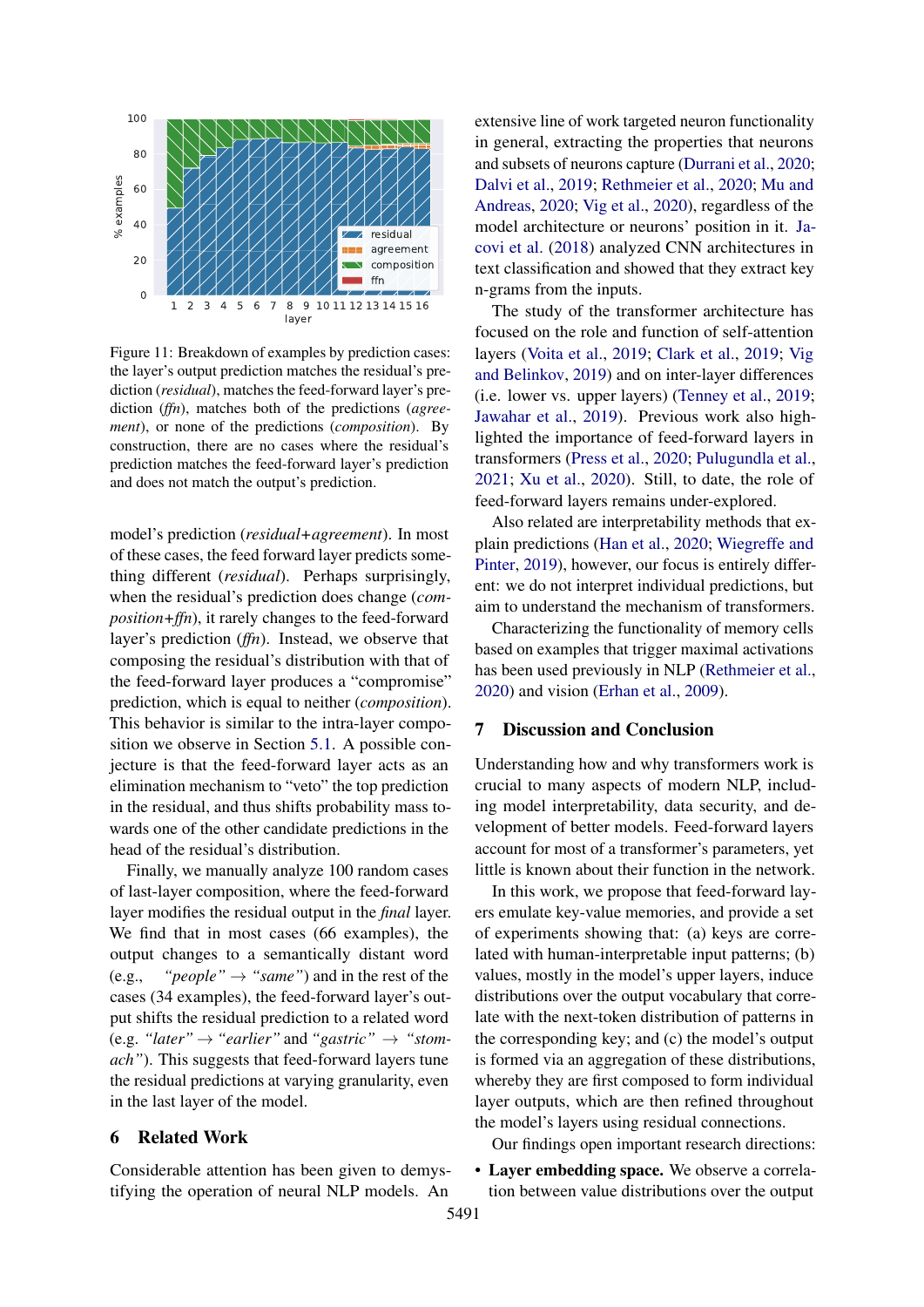Figure 11: Breakdown of examples by prediction cases: the layer's output prediction matches the residual's prediction (*residual*), matches the feed-forward layer's prediction (*ffn*), matches both of the predictions (*agreement*), or none of the predictions (*composition*). By construction, there are no cases where the residual's prediction matches the feed-forward layer's prediction and does not match the output's prediction.

model's prediction (*residual+agreement*). In most of these cases, the feed forward layer predicts something different (*residual*). Perhaps surprisingly, when the residual's prediction does change (*composition+ffn*), it rarely changes to the feed-forward layer's prediction (*ffn*). Instead, we observe that composing the residual's distribution with that of the feed-forward layer produces a "compromise" prediction, which is equal to neither (*composition*). This behavior is similar to the intra-layer composition we observe in Section 5.1. A possible conjecture is that the feed-forward layer acts as an elimination mechanism to "veto" the top prediction in the residual, and thus shifts probability mass towards one of the other candidate predictions in the head of the residual's distribution.

Finally, we manually analyze 100 random cases of last-layer composition, where the feed-forward layer modifies the residual output in the *final* layer. We find that in most cases (66 examples), the output changes to a semantically distant word (e.g., *"people"* → *"same"*) and in the rest of the cases (34 examples), the feed-forward layer's output shifts the residual prediction to a related word (e.g. *"later"* → *"earlier"* and *"gastric"* → *"stomach"*). This suggests that feed-forward layers tune the residual predictions at varying granularity, even in the last layer of the model.

## 6 Related Work

Considerable attention has been given to demystifying the operation of neural NLP models. An extensive line of work targeted neuron functionality in general, extracting the properties that neurons and subsets of neurons capture (Durrani et al., 2020; Dalvi et al., 2019; Rethmeier et al., 2020; Mu and Andreas, 2020; Vig et al., 2020), regardless of the model architecture or neurons' position in it. Jacovi et al. (2018) analyzed CNN architectures in text classification and showed that they extract key n-grams from the inputs.

The study of the transformer architecture has focused on the role and function of self-attention layers (Voita et al., 2019; Clark et al., 2019; Vig and Belinkov, 2019) and on inter-layer differences (i.e. lower vs. upper layers) (Tenney et al., 2019; Jawahar et al., 2019). Previous work also highlighted the importance of feed-forward layers in transformers (Press et al., 2020; Pulugundla et al., 2021; Xu et al., 2020). Still, to date, the role of feed-forward layers remains under-explored.

Also related are interpretability methods that explain predictions (Han et al., 2020; Wiegreffe and Pinter, 2019), however, our focus is entirely different: we do not interpret individual predictions, but aim to understand the mechanism of transformers.

Characterizing the functionality of memory cells based on examples that trigger maximal activations has been used previously in NLP (Rethmeier et al., 2020) and vision (Erhan et al., 2009).

## 7 Discussion and Conclusion

Understanding how and why transformers work is crucial to many aspects of modern NLP, including model interpretability, data security, and development of better models. Feed-forward layers account for most of a transformer's parameters, yet little is known about their function in the network.

In this work, we propose that feed-forward layers emulate key-value memories, and provide a set of experiments showing that: (a) keys are correlated with human-interpretable input patterns; (b) values, mostly in the model's upper layers, induce distributions over the output vocabulary that correlate with the next-token distribution of patterns in the corresponding key; and (c) the model's output is formed via an aggregation of these distributions, whereby they are first composed to form individual layer outputs, which are then refined throughout the model's layers using residual connections.

Our findings open important research directions:

- **Layer embedding space.** We observe a correlation between value distributions over the output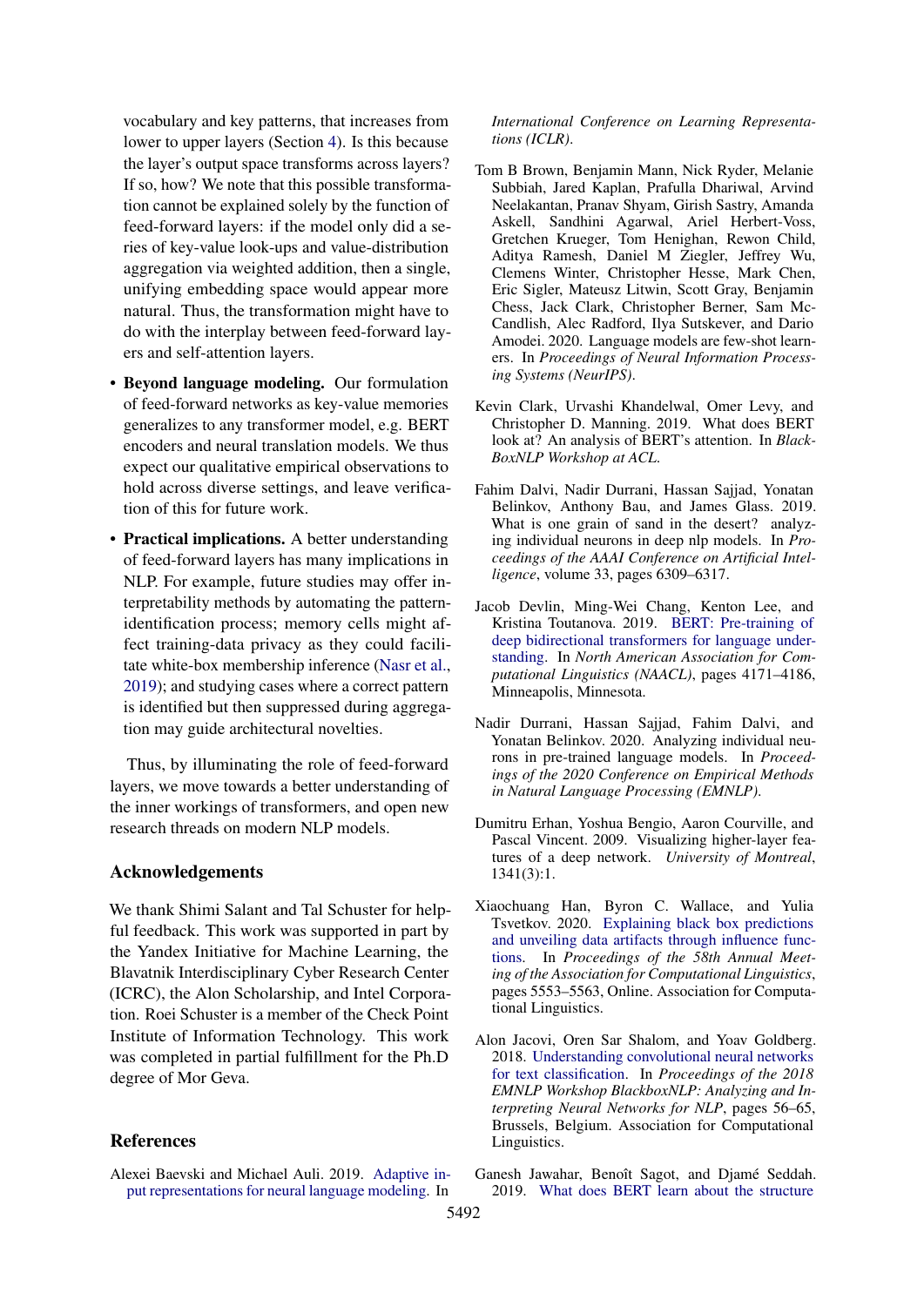vocabulary and key patterns, that increases from lower to upper layers (Section 4). Is this because the layer's output space transforms across layers? If so, how? We note that this possible transformation cannot be explained solely by the function of feed-forward layers: if the model only did a series of key-value look-ups and value-distribution aggregation via weighted addition, then a single, unifying embedding space would appear more natural. Thus, the transformation might have to do with the interplay between feed-forward layers and self-attention layers.

- **Beyond language modeling.** Our formulation of feed-forward networks as key-value memories generalizes to any transformer model, e.g. BERT encoders and neural translation models. We thus expect our qualitative empirical observations to hold across diverse settings, and leave verification of this for future work.
- **Practical implications.** A better understanding of feed-forward layers has many implications in NLP. For example, future studies may offer interpretability methods by automating the pattern-identification process; memory cells might affect training-data privacy as they could facilitate white-box membership inference (Nasr et al., 2019); and studying cases where a correct pattern is identified but then suppressed during aggregation may guide architectural novelties.

Thus, by illuminating the role of feed-forward layers, we move towards a better understanding of the inner workings of transformers, and open new research threads on modern NLP models.

## Acknowledgements

We thank Shimi Salant and Tal Schuster for helpful feedback. This work was supported in part by the Yandex Initiative for Machine Learning, the Blavatnik Interdisciplinary Cyber Research Center (ICRC), the Alon Scholarship, and Intel Corporation. Roei Schuster is a member of the Check Point Institute of Information Technology. This work was completed in partial fulfillment for the Ph.D degree of Mor Geva.

## References

Alexei Baevski and Michael Auli. 2019. Adaptive input representations for neural language modeling. In *International Conference on Learning Representations (ICLR)*.

Tom B Brown, Benjamin Mann, Nick Ryder, Melanie Subbiah, Jared Kaplan, Prafulla Dhariwal, Arvind Neelakantan, Pranav Shyam, Girish Sastry, Amanda Askell, Sandhini Agarwal, Ariel Herbert-Voss, Gretchen Krueger, Tom Henighan, Rewon Child, Aditya Ramesh, Daniel M Ziegler, Jeffrey Wu, Clemens Winter, Christopher Hesse, Mark Chen, Eric Sigler, Mateusz Litwin, Scott Gray, Benjamin Chess, Jack Clark, Christopher Berner, Sam McCandlish, Alec Radford, Ilya Sutskever, and Dario Amodei. 2020. Language models are few-shot learners. In *Proceedings of Neural Information Processing Systems (NeurIPS)*.

Kevin Clark, Urvashi Khandelwal, Omer Levy, and Christopher D. Manning. 2019. What does BERT look at? An analysis of BERT's attention. In *BlackBoxNLP Workshop at ACL*.

Fahim Dalvi, Nadir Durrani, Hassan Sajjad, Yonatan Belinkov, Anthony Bau, and James Glass. 2019. What is one grain of sand in the desert? analyzing individual neurons in deep nlp models. In *Proceedings of the AAAI Conference on Artificial Intelligence*, volume 33, pages 6309–6317.

Jacob Devlin, Ming-Wei Chang, Kenton Lee, and Kristina Toutanova. 2019. BERT: Pre-training of deep bidirectional transformers for language understanding. In *North American Association for Computational Linguistics (NAACL)*, pages 4171–4186, Minneapolis, Minnesota.

Nadir Durrani, Hassan Sajjad, Fahim Dalvi, and Yonatan Belinkov. 2020. Analyzing individual neurons in pre-trained language models. In *Proceedings of the 2020 Conference on Empirical Methods in Natural Language Processing (EMNLP)*.

Dumitru Erhan, Yoshua Bengio, Aaron Courville, and Pascal Vincent. 2009. Visualizing higher-layer features of a deep network. *University of Montreal*, 1341(3):1.

Xiaochuang Han, Byron C. Wallace, and Yulia Tsvetkov. 2020. Explaining black box predictions and unveiling data artifacts through influence functions. In *Proceedings of the 58th Annual Meeting of the Association for Computational Linguistics*, pages 5553–5563, Online. Association for Computational Linguistics.

Alon Jacovi, Oren Sar Shalom, and Yoav Goldberg. 2018. Understanding convolutional neural networks for text classification. In *Proceedings of the 2018 EMNLP Workshop BlackboxNLP: Analyzing and Interpreting Neural Networks for NLP*, pages 56–65, Brussels, Belgium. Association for Computational Linguistics.

Ganesh Jawahar, Benoît Sagot, and Djamé Seddah. 2019. What does BERT learn about the structure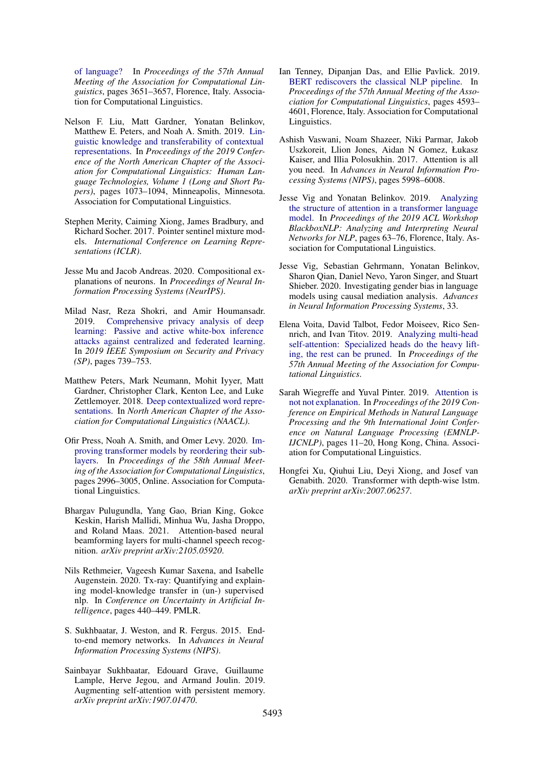of language? In *Proceedings of the 57th Annual Meeting of the Association for Computational Linguistics*, pages 3651–3657, Florence, Italy. Association for Computational Linguistics.

Nelson F. Liu, Matt Gardner, Yonatan Belinkov, Matthew E. Peters, and Noah A. Smith. 2019. Linguistic knowledge and transferability of contextual representations. In *Proceedings of the 2019 Conference of the North American Chapter of the Association for Computational Linguistics: Human Language Technologies, Volume 1 (Long and Short Papers)*, pages 1073–1094, Minneapolis, Minnesota. Association for Computational Linguistics.

Stephen Merity, Caiming Xiong, James Bradbury, and Richard Socher. 2017. Pointer sentinel mixture models. *International Conference on Learning Representations (ICLR)*.

Jesse Mu and Jacob Andreas. 2020. Compositional explanations of neurons. In *Proceedings of Neural Information Processing Systems (NeurIPS)*.

Milad Nasr, Reza Shokri, and Amir Houmansadr. 2019. Comprehensive privacy analysis of deep learning: Passive and active white-box inference attacks against centralized and federated learning. In *2019 IEEE Symposium on Security and Privacy (SP)*, pages 739–753.

Matthew Peters, Mark Neumann, Mohit Iyyer, Matt Gardner, Christopher Clark, Kenton Lee, and Luke Zettlemoyer. 2018. Deep contextualized word representations. In *North American Chapter of the Association for Computational Linguistics (NAACL)*.

Ofir Press, Noah A. Smith, and Omer Levy. 2020. Improving transformer models by reordering their sublayers. In *Proceedings of the 58th Annual Meeting of the Association for Computational Linguistics*, pages 2996–3005, Online. Association for Computational Linguistics.

Bhargav Pulugundla, Yang Gao, Brian King, Gokce Keskin, Harish Mallidi, Minhua Wu, Jasha Droppo, and Roland Maas. 2021. Attention-based neural beamforming layers for multi-channel speech recognition. *arXiv preprint arXiv:2105.05920*.

Nils Rethmeier, Vageesh Kumar Saxena, and Isabelle Augenstein. 2020. Tx-ray: Quantifying and explaining model-knowledge transfer in (un-) supervised nlp. In *Conference on Uncertainty in Artificial Intelligence*, pages 440–449. PMLR.

S. Sukhbaatar, J. Weston, and R. Fergus. 2015. End-to-end memory networks. In *Advances in Neural Information Processing Systems (NIPS)*.

Sainbayar Sukhbaatar, Edouard Grave, Guillaume Lample, Herve Jegou, and Armand Joulin. 2019. Augmenting self-attention with persistent memory. *arXiv preprint arXiv:1907.01470*.

Ian Tenney, Dipanjan Das, and Ellie Pavlick. 2019. BERT rediscovers the classical NLP pipeline. In *Proceedings of the 57th Annual Meeting of the Association for Computational Linguistics*, pages 4593–4601, Florence, Italy. Association for Computational Linguistics.

Ashish Vaswani, Noam Shazeer, Niki Parmar, Jakob Uszkoreit, Llion Jones, Aidan N Gomez, Łukasz Kaiser, and Illia Polosukhin. 2017. Attention is all you need. In *Advances in Neural Information Processing Systems (NIPS)*, pages 5998–6008.

Jesse Vig and Yonatan Belinkov. 2019. Analyzing the structure of attention in a transformer language model. In *Proceedings of the 2019 ACL Workshop BlackboxNLP: Analyzing and Interpreting Neural Networks for NLP*, pages 63–76, Florence, Italy. Association for Computational Linguistics.

Jesse Vig, Sebastian Gehrmann, Yonatan Belinkov, Sharon Qian, Daniel Nevo, Yaron Singer, and Stuart Shieber. 2020. Investigating gender bias in language models using causal mediation analysis. *Advances in Neural Information Processing Systems*, 33.

Elena Voita, David Talbot, Fedor Moiseev, Rico Sennrich, and Ivan Titov. 2019. Analyzing multi-head self-attention: Specialized heads do the heavy lifting, the rest can be pruned. In *Proceedings of the 57th Annual Meeting of the Association for Computational Linguistics*.

Sarah Wiegreffe and Yuval Pinter. 2019. Attention is not not explanation. In *Proceedings of the 2019 Conference on Empirical Methods in Natural Language Processing and the 9th International Joint Conference on Natural Language Processing (EMNLP-IJCNLP)*, pages 11–20, Hong Kong, China. Association for Computational Linguistics.

Hongfei Xu, Qiuhui Liu, Deyi Xiong, and Josef van Genabith. 2020. Transformer with depth-wise lstm. *arXiv preprint arXiv:2007.06257*.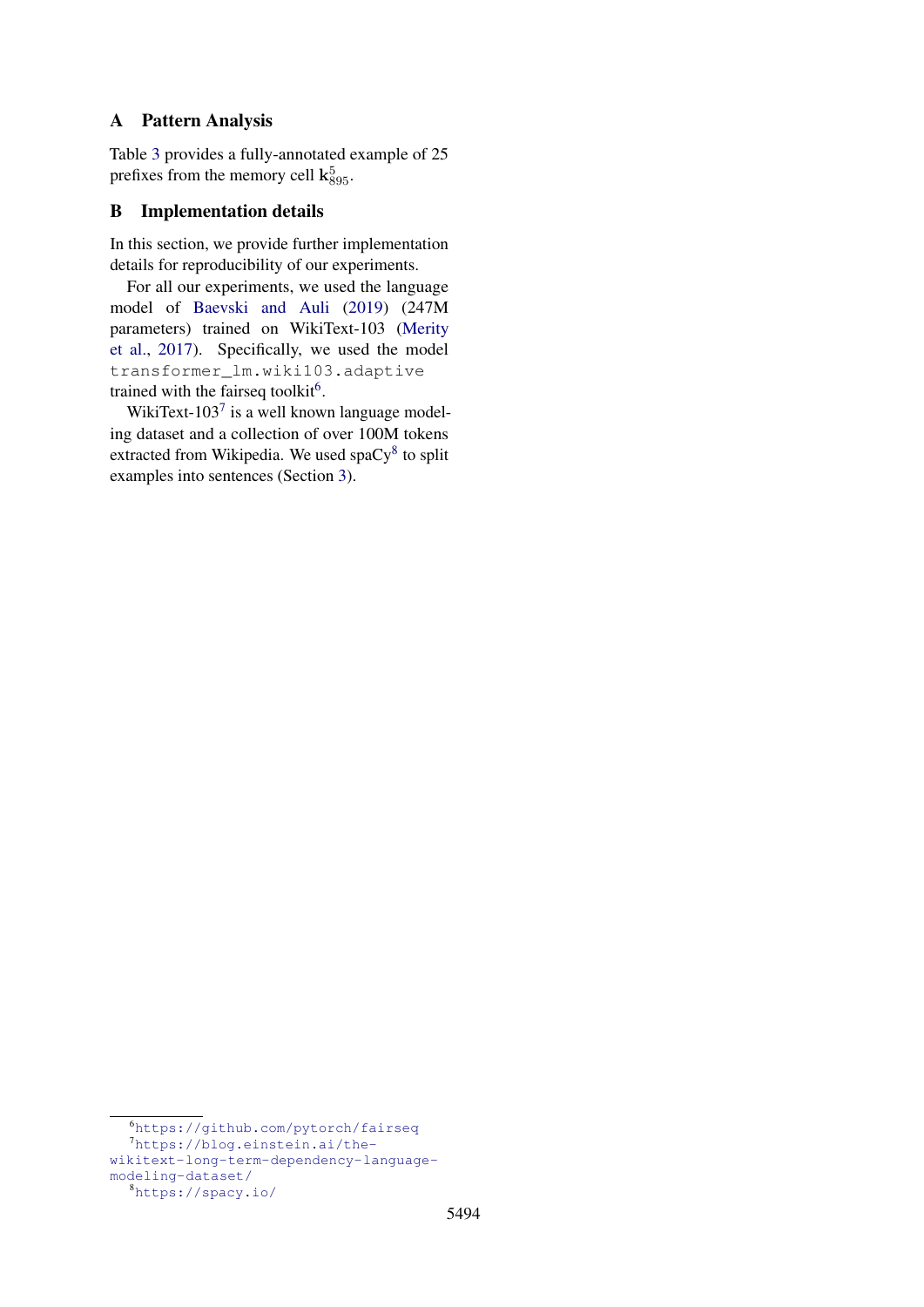## A Pattern Analysis

Table 3 provides a fully-annotated example of 25 prefixes from the memory cell $\mathbf{k}^5_{895}$.

## B Implementation details

In this section, we provide further implementation details for reproducibility of our experiments.

For all our experiments, we used the language model of Baevski and Auli (2019) (247M parameters) trained on WikiText-103 (Merity et al., 2017). Specifically, we used the model `transformer_lm.wiki103.adaptive` trained with the fairseq toolkit[6].

WikiText-103[7] is a well known language modeling dataset and a collection of over 100M tokens extracted from Wikipedia. We used spaCy[8] to split examples into sentences (Section 3).

[6] https://github.com/pytorch/fairseq

[7] https://blog.einstein.ai/the-wikitext-long-term-dependency-language-modeling-dataset/

[8] https://spacy.io/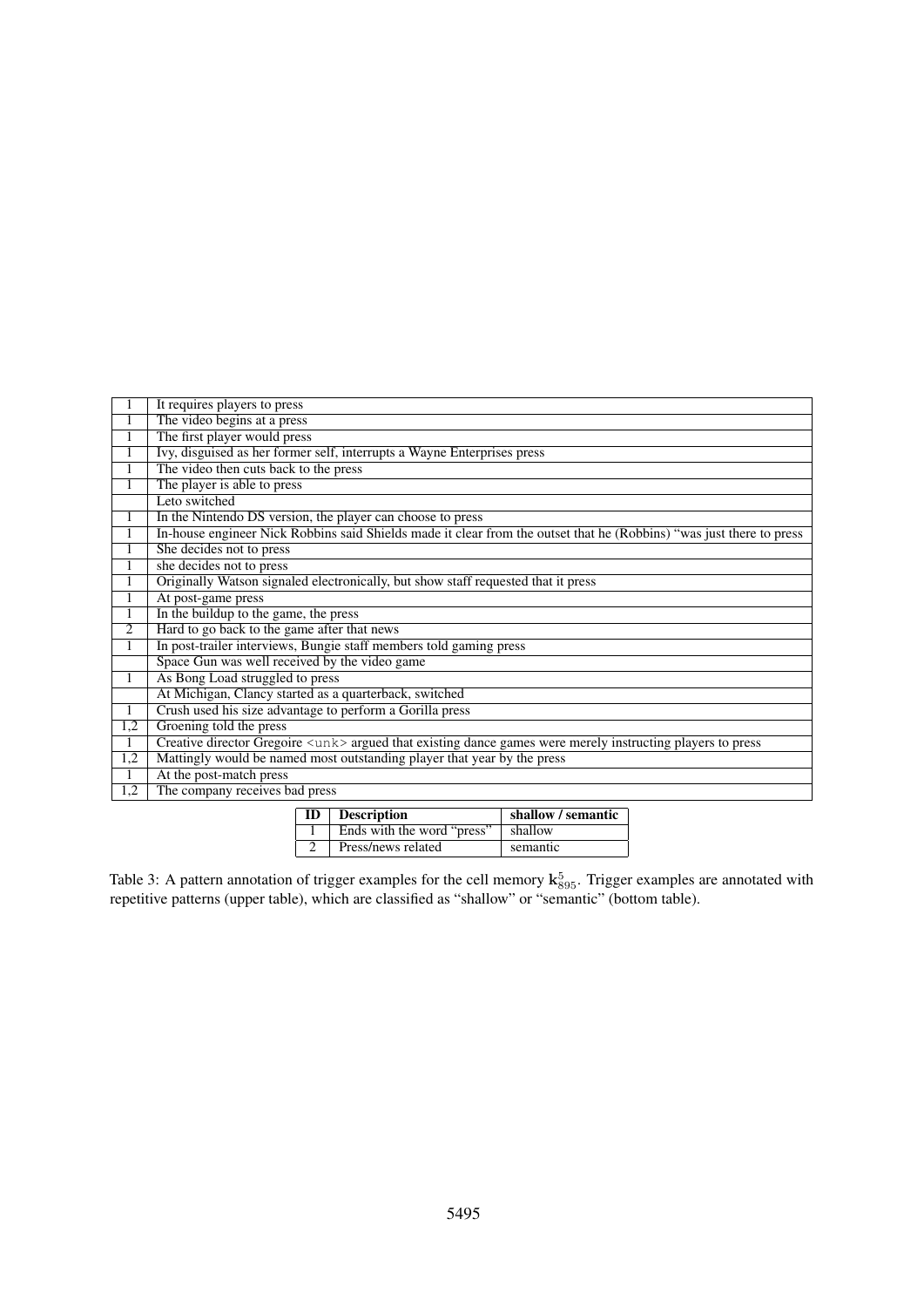| | |
|---|---|
| 1 | It requires players to press |
| 1 | The video begins at a press |
| 1 | The first player would press |
| 1 | Ivy, disguised as her former self, interrupts a Wayne Enterprises press |
| 1 | The video then cuts back to the press |
| 1 | The player is able to press |
| | Leto switched |
| 1 | In the Nintendo DS version, the player can choose to press |
| 1 | In-house engineer Nick Robbins said Shields made it clear from the outset that he (Robbins) "was just there to press |
| 1 | She decides not to press |
| 1 | she decides not to press |
| 1 | Originally Watson signaled electronically, but show staff requested that it press |
| 1 | At post-game press |
| 1 | In the buildup to the game, the press |
| 2 | Hard to go back to the game after that news |
| 1 | In post-trailer interviews, Bungie staff members told gaming press |
| | Space Gun was well received by the video game |
| 1 | As Bong Load struggled to press |
| | At Michigan, Clancy started as a quarterback, switched |
| 1 | Crush used his size advantage to perform a Gorilla press |
| 1,2 | Groening told the press |
| 1 | Creative director Gregoire `<unk>` argued that existing dance games were merely instructing players to press |
| 1,2 | Mattingly would be named most outstanding player that year by the press |
| 1 | At the post-match press |
| 1,2 | The company receives bad press |

| ID | Description | shallow / semantic |
|---|---|---|
| 1 | Ends with the word "press" | shallow |
| 2 | Press/news related | semantic |

Table 3: A pattern annotation of trigger examples for the cell memory $\mathbf{k}^5_{895}$. Trigger examples are annotated with repetitive patterns (upper table), which are classified as "shallow" or "semantic" (bottom table).